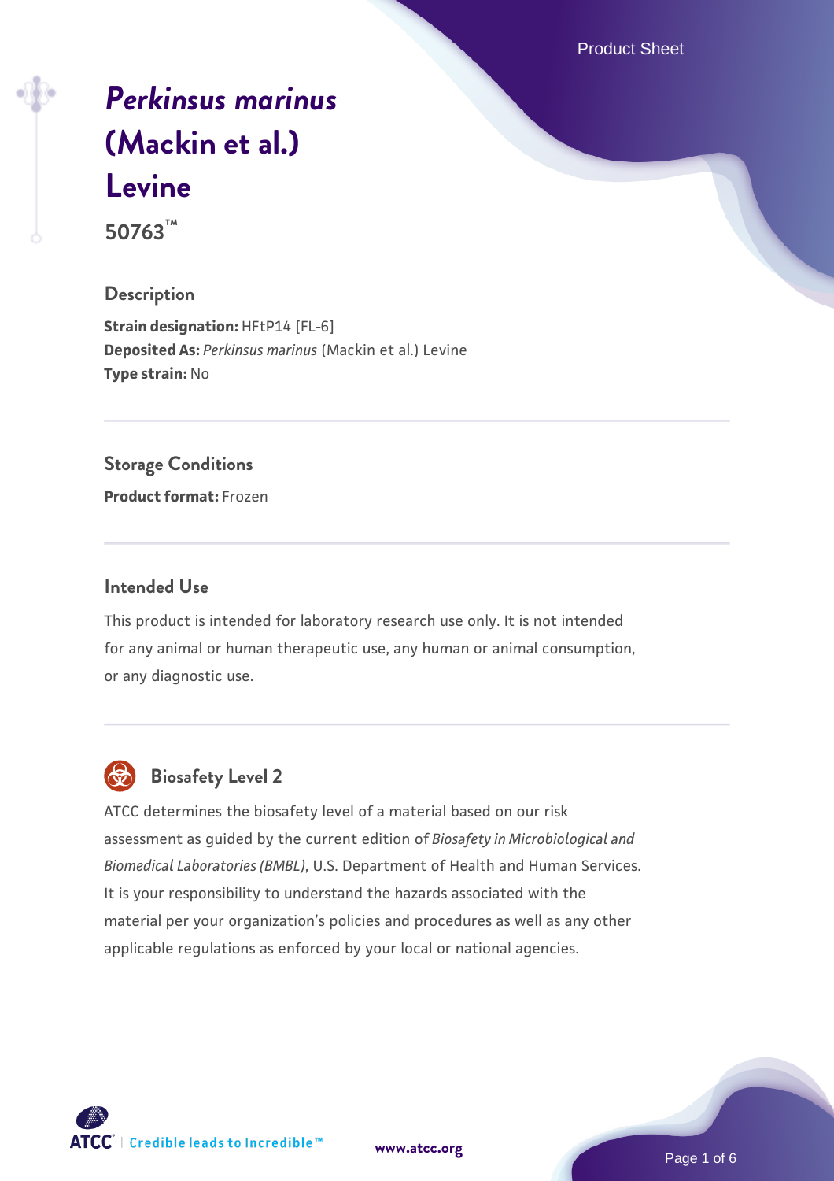# *Perkinsus marinus* (Mackin et al.) Levine

**50763™**

## Description

**Strain designation:** HFtP14 [FL-6]
**Deposited As:** *Perkinsus marinus* (Mackin et al.) Levine
**Type strain:** No

## Storage Conditions

**Product format:** Frozen

## Intended Use

This product is intended for laboratory research use only. It is not intended for any animal or human therapeutic use, any human or animal consumption, or any diagnostic use.

## Biosafety Level 2

ATCC determines the biosafety level of a material based on our risk assessment as guided by the current edition of *Biosafety in Microbiological and Biomedical Laboratories (BMBL)*, U.S. Department of Health and Human Services. It is your responsibility to understand the hazards associated with the material per your organization's policies and procedures as well as any other applicable regulations as enforced by your local or national agencies.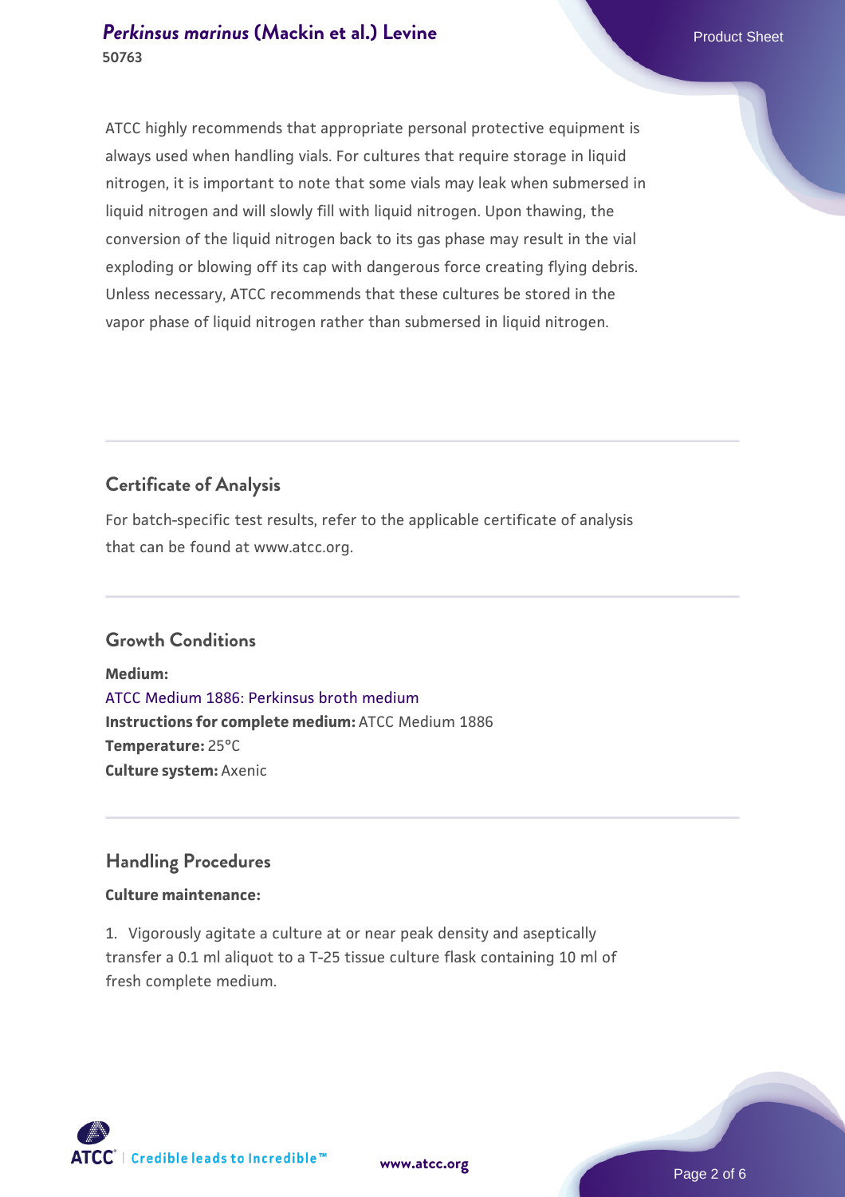ATCC highly recommends that appropriate personal protective equipment is always used when handling vials. For cultures that require storage in liquid nitrogen, it is important to note that some vials may leak when submersed in liquid nitrogen and will slowly fill with liquid nitrogen. Upon thawing, the conversion of the liquid nitrogen back to its gas phase may result in the vial exploding or blowing off its cap with dangerous force creating flying debris. Unless necessary, ATCC recommends that these cultures be stored in the vapor phase of liquid nitrogen rather than submersed in liquid nitrogen.

## Certificate of Analysis

For batch-specific test results, refer to the applicable certificate of analysis that can be found at www.atcc.org.

## Growth Conditions

**Medium:**
ATCC Medium 1886: Perkinsus broth medium
**Instructions for complete medium:** ATCC Medium 1886
**Temperature:** 25°C
**Culture system:** Axenic

## Handling Procedures

**Culture maintenance:**

1. Vigorously agitate a culture at or near peak density and aseptically transfer a 0.1 ml aliquot to a T-25 tissue culture flask containing 10 ml of fresh complete medium.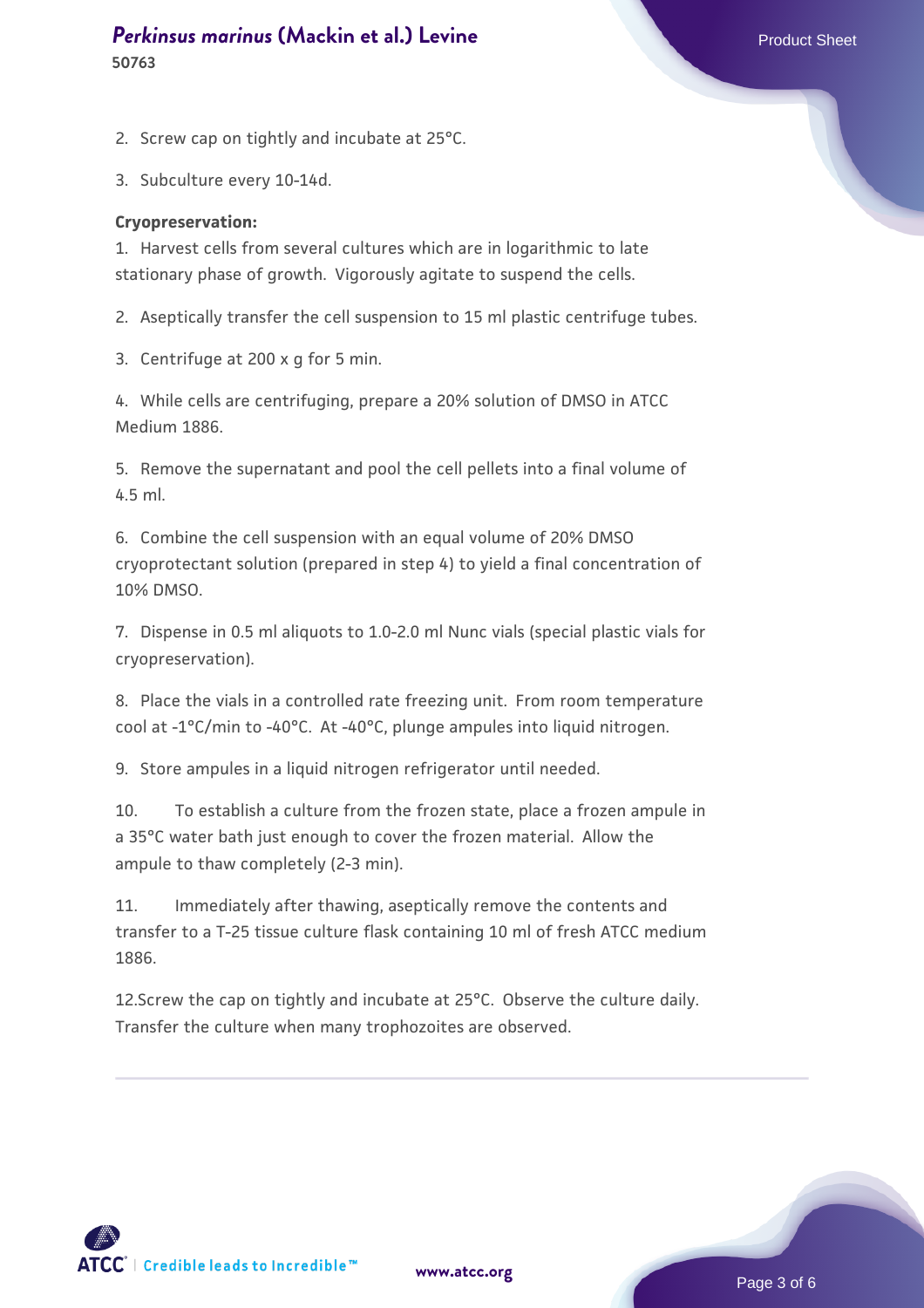2. Screw cap on tightly and incubate at 25°C.

3. Subculture every 10-14d.

**Cryopreservation:**

1. Harvest cells from several cultures which are in logarithmic to late stationary phase of growth. Vigorously agitate to suspend the cells.

2. Aseptically transfer the cell suspension to 15 ml plastic centrifuge tubes.

3. Centrifuge at 200 x g for 5 min.

4. While cells are centrifuging, prepare a 20% solution of DMSO in ATCC Medium 1886.

5. Remove the supernatant and pool the cell pellets into a final volume of 4.5 ml.

6. Combine the cell suspension with an equal volume of 20% DMSO cryoprotectant solution (prepared in step 4) to yield a final concentration of 10% DMSO.

7. Dispense in 0.5 ml aliquots to 1.0-2.0 ml Nunc vials (special plastic vials for cryopreservation).

8. Place the vials in a controlled rate freezing unit. From room temperature cool at -1°C/min to -40°C. At -40°C, plunge ampules into liquid nitrogen.

9. Store ampules in a liquid nitrogen refrigerator until needed.

10. To establish a culture from the frozen state, place a frozen ampule in a 35°C water bath just enough to cover the frozen material. Allow the ampule to thaw completely (2-3 min).

11. Immediately after thawing, aseptically remove the contents and transfer to a T-25 tissue culture flask containing 10 ml of fresh ATCC medium 1886.

12.Screw the cap on tightly and incubate at 25°C. Observe the culture daily. Transfer the culture when many trophozoites are observed.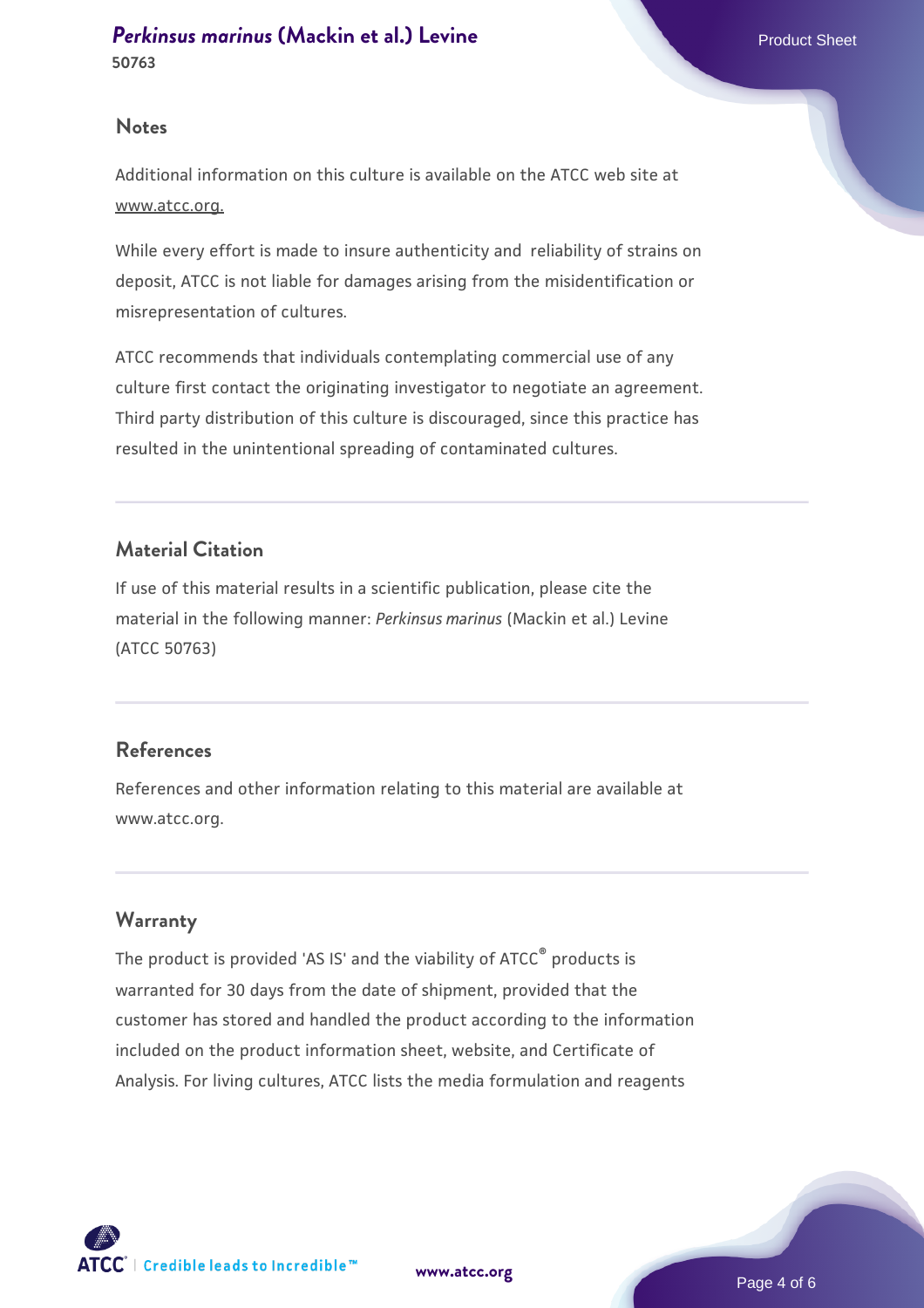## Notes

Additional information on this culture is available on the ATCC web site at www.atcc.org.

While every effort is made to insure authenticity and reliability of strains on deposit, ATCC is not liable for damages arising from the misidentification or misrepresentation of cultures.

ATCC recommends that individuals contemplating commercial use of any culture first contact the originating investigator to negotiate an agreement. Third party distribution of this culture is discouraged, since this practice has resulted in the unintentional spreading of contaminated cultures.

## Material Citation

If use of this material results in a scientific publication, please cite the material in the following manner: *Perkinsus marinus* (Mackin et al.) Levine (ATCC 50763)

## References

References and other information relating to this material are available at www.atcc.org.

## Warranty

The product is provided 'AS IS' and the viability of ATCC® products is warranted for 30 days from the date of shipment, provided that the customer has stored and handled the product according to the information included on the product information sheet, website, and Certificate of Analysis. For living cultures, ATCC lists the media formulation and reagents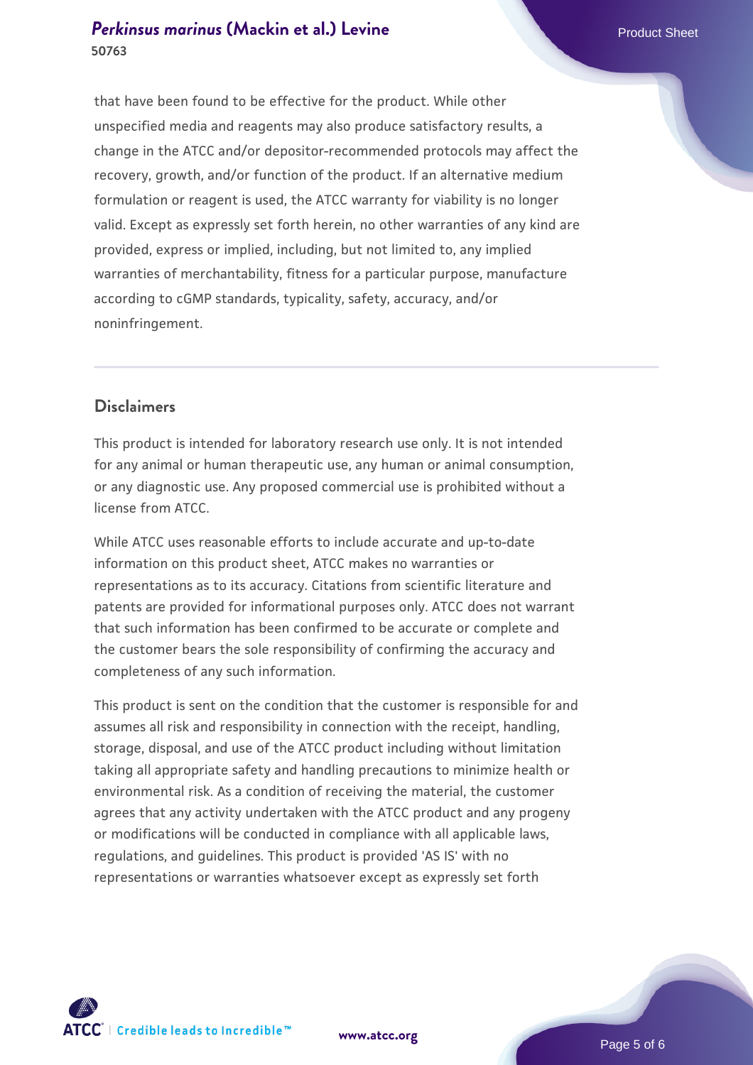that have been found to be effective for the product. While other unspecified media and reagents may also produce satisfactory results, a change in the ATCC and/or depositor-recommended protocols may affect the recovery, growth, and/or function of the product. If an alternative medium formulation or reagent is used, the ATCC warranty for viability is no longer valid. Except as expressly set forth herein, no other warranties of any kind are provided, express or implied, including, but not limited to, any implied warranties of merchantability, fitness for a particular purpose, manufacture according to cGMP standards, typicality, safety, accuracy, and/or noninfringement.

## Disclaimers

This product is intended for laboratory research use only. It is not intended for any animal or human therapeutic use, any human or animal consumption, or any diagnostic use. Any proposed commercial use is prohibited without a license from ATCC.

While ATCC uses reasonable efforts to include accurate and up-to-date information on this product sheet, ATCC makes no warranties or representations as to its accuracy. Citations from scientific literature and patents are provided for informational purposes only. ATCC does not warrant that such information has been confirmed to be accurate or complete and the customer bears the sole responsibility of confirming the accuracy and completeness of any such information.

This product is sent on the condition that the customer is responsible for and assumes all risk and responsibility in connection with the receipt, handling, storage, disposal, and use of the ATCC product including without limitation taking all appropriate safety and handling precautions to minimize health or environmental risk. As a condition of receiving the material, the customer agrees that any activity undertaken with the ATCC product and any progeny or modifications will be conducted in compliance with all applicable laws, regulations, and guidelines. This product is provided 'AS IS' with no representations or warranties whatsoever except as expressly set forth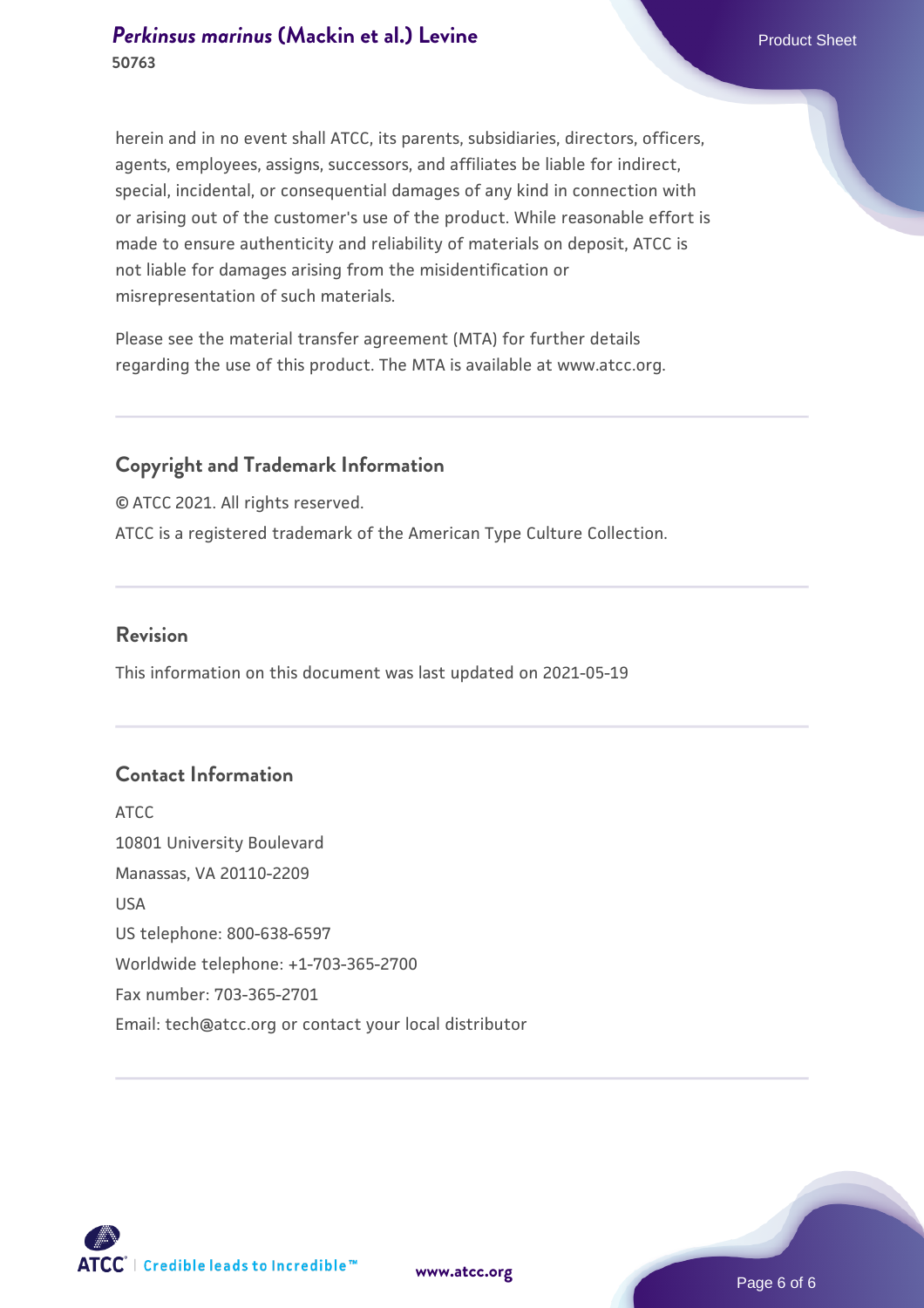herein and in no event shall ATCC, its parents, subsidiaries, directors, officers, agents, employees, assigns, successors, and affiliates be liable for indirect, special, incidental, or consequential damages of any kind in connection with or arising out of the customer's use of the product. While reasonable effort is made to ensure authenticity and reliability of materials on deposit, ATCC is not liable for damages arising from the misidentification or misrepresentation of such materials.

Please see the material transfer agreement (MTA) for further details regarding the use of this product. The MTA is available at www.atcc.org.

## Copyright and Trademark Information

© ATCC 2021. All rights reserved.

ATCC is a registered trademark of the American Type Culture Collection.

## Revision

This information on this document was last updated on 2021-05-19

## Contact Information

ATCC
10801 University Boulevard
Manassas, VA 20110-2209
USA
US telephone: 800-638-6597
Worldwide telephone: +1-703-365-2700
Fax number: 703-365-2701
Email: tech@atcc.org or contact your local distributor